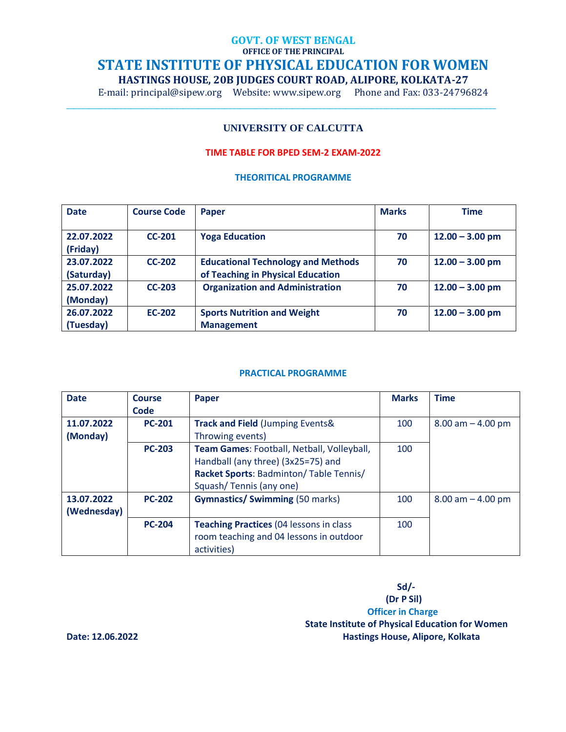# GOVT. OF WEST BENGAL

OFFICE OF THE PRINCIPAL

# STATE INSTITUTE OF PHYSICAL EDUCATION FOR WOMEN

**HASTINGS HOUSE, 20B JUDGES COURT ROAD, ALIPORE, KOLKATA-27**

E-mail: principal@sipew.org    Website: www.sipew.org    Phone and Fax: 033-24796824

---

## UNIVERSITY OF CALCUTTA

### TIME TABLE FOR BPED SEM-2 EXAM-2022

### THEORITICAL PROGRAMME

| Date | Course Code | Paper | Marks | Time |
|---|---|---|---|---|
| **22.07.2022 (Friday)** | **CC-201** | **Yoga Education** | **70** | **12.00 – 3.00 pm** |
| **23.07.2022 (Saturday)** | **CC-202** | **Educational Technology and Methods of Teaching in Physical Education** | **70** | **12.00 – 3.00 pm** |
| **25.07.2022 (Monday)** | **CC-203** | **Organization and Administration** | **70** | **12.00 – 3.00 pm** |
| **26.07.2022 (Tuesday)** | **EC-202** | **Sports Nutrition and Weight Management** | **70** | **12.00 – 3.00 pm** |

### PRACTICAL PROGRAMME

| Date | Course Code | Paper | Marks | Time |
|---|---|---|---|---|
| **11.07.2022 (Monday)** | **PC-201** | **Track and Field** (Jumping Events& Throwing events) | 100 | 8.00 am – 4.00 pm |
| | **PC-203** | **Team Games**: Football, Netball, Volleyball, Handball (any three) (3x25=75) and **Racket Sports**: Badminton/ Table Tennis/ Squash/ Tennis (any one) | 100 | |
| **13.07.2022 (Wednesday)** | **PC-202** | **Gymnastics/ Swimming** (50 marks) | 100 | 8.00 am – 4.00 pm |
| | **PC-204** | **Teaching Practices** (04 lessons in class room teaching and 04 lessons in outdoor activities) | 100 | |

**Sd/-**
**(Dr P Sil)**
Officer in Charge
**State Institute of Physical Education for Women**
**Hastings House, Alipore, Kolkata**

**Date: 12.06.2022**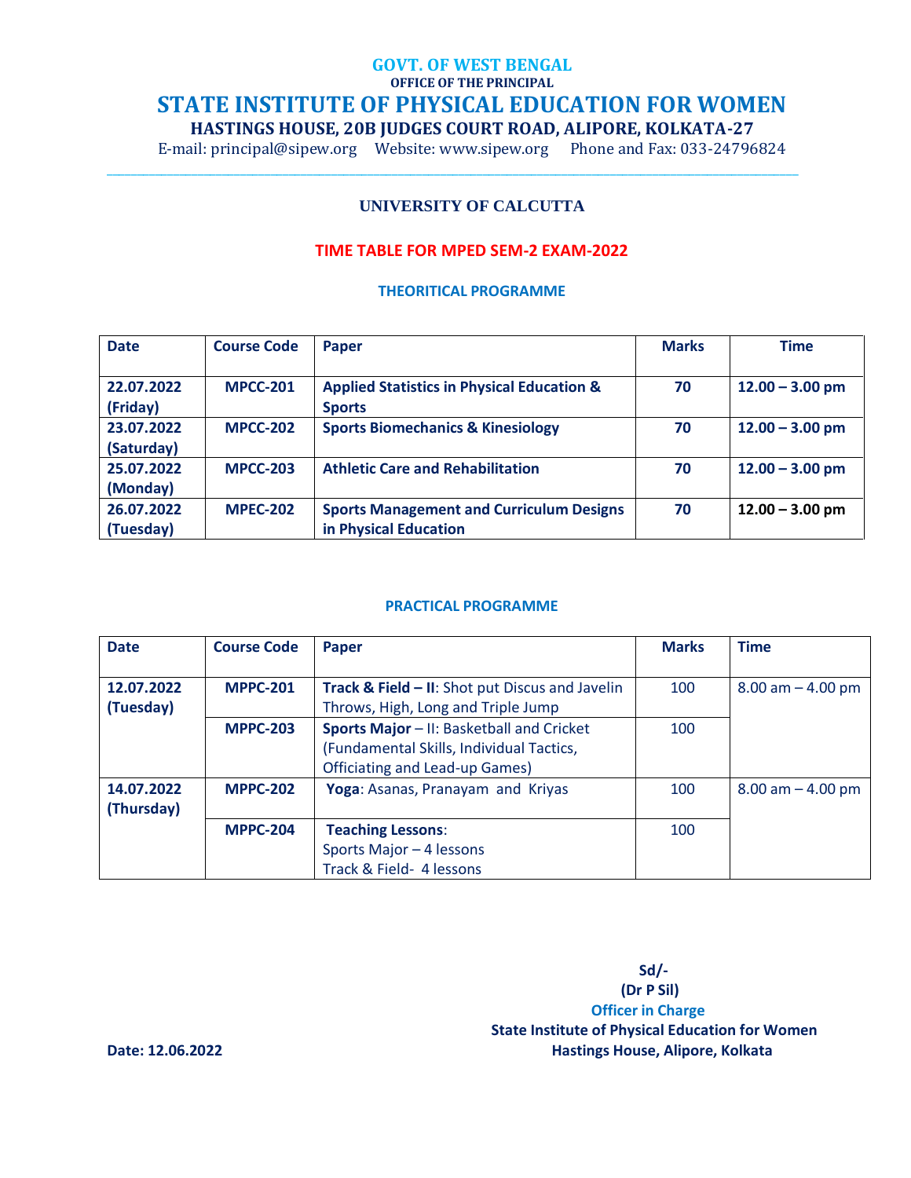**GOVT. OF WEST BENGAL**

**OFFICE OF THE PRINCIPAL**

# STATE INSTITUTE OF PHYSICAL EDUCATION FOR WOMEN

**HASTINGS HOUSE, 20B JUDGES COURT ROAD, ALIPORE, KOLKATA-27**

E-mail: principal@sipew.org  Website: www.sipew.org  Phone and Fax: 033-24796824

---

## UNIVERSITY OF CALCUTTA

### TIME TABLE FOR MPED SEM-2 EXAM-2022

#### THEORITICAL PROGRAMME

| Date | Course Code | Paper | Marks | Time |
|---|---|---|---|---|
| **22.07.2022 (Friday)** | **MPCC-201** | **Applied Statistics in Physical Education & Sports** | **70** | **12.00 – 3.00 pm** |
| **23.07.2022 (Saturday)** | **MPCC-202** | **Sports Biomechanics & Kinesiology** | **70** | **12.00 – 3.00 pm** |
| **25.07.2022 (Monday)** | **MPCC-203** | **Athletic Care and Rehabilitation** | **70** | **12.00 – 3.00 pm** |
| **26.07.2022 (Tuesday)** | **MPEC-202** | **Sports Management and Curriculum Designs in Physical Education** | **70** | **12.00 – 3.00 pm** |

#### PRACTICAL PROGRAMME

| Date | Course Code | Paper | Marks | Time |
|---|---|---|---|---|
| **12.07.2022 (Tuesday)** | **MPPC-201** | **Track & Field – II**: Shot put Discus and Javelin Throws, High, Long and Triple Jump | 100 | 8.00 am – 4.00 pm |
| | **MPPC-203** | **Sports Major** – II: Basketball and Cricket (Fundamental Skills, Individual Tactics, Officiating and Lead-up Games) | 100 | |
| **14.07.2022 (Thursday)** | **MPPC-202** | **Yoga**: Asanas, Pranayam and Kriyas | 100 | 8.00 am – 4.00 pm |
| | **MPPC-204** | **Teaching Lessons**: Sports Major – 4 lessons Track & Field- 4 lessons | 100 | |

**Sd/-**
**(Dr P Sil)**
**Officer in Charge**
**State Institute of Physical Education for Women**
**Hastings House, Alipore, Kolkata**

**Date: 12.06.2022**